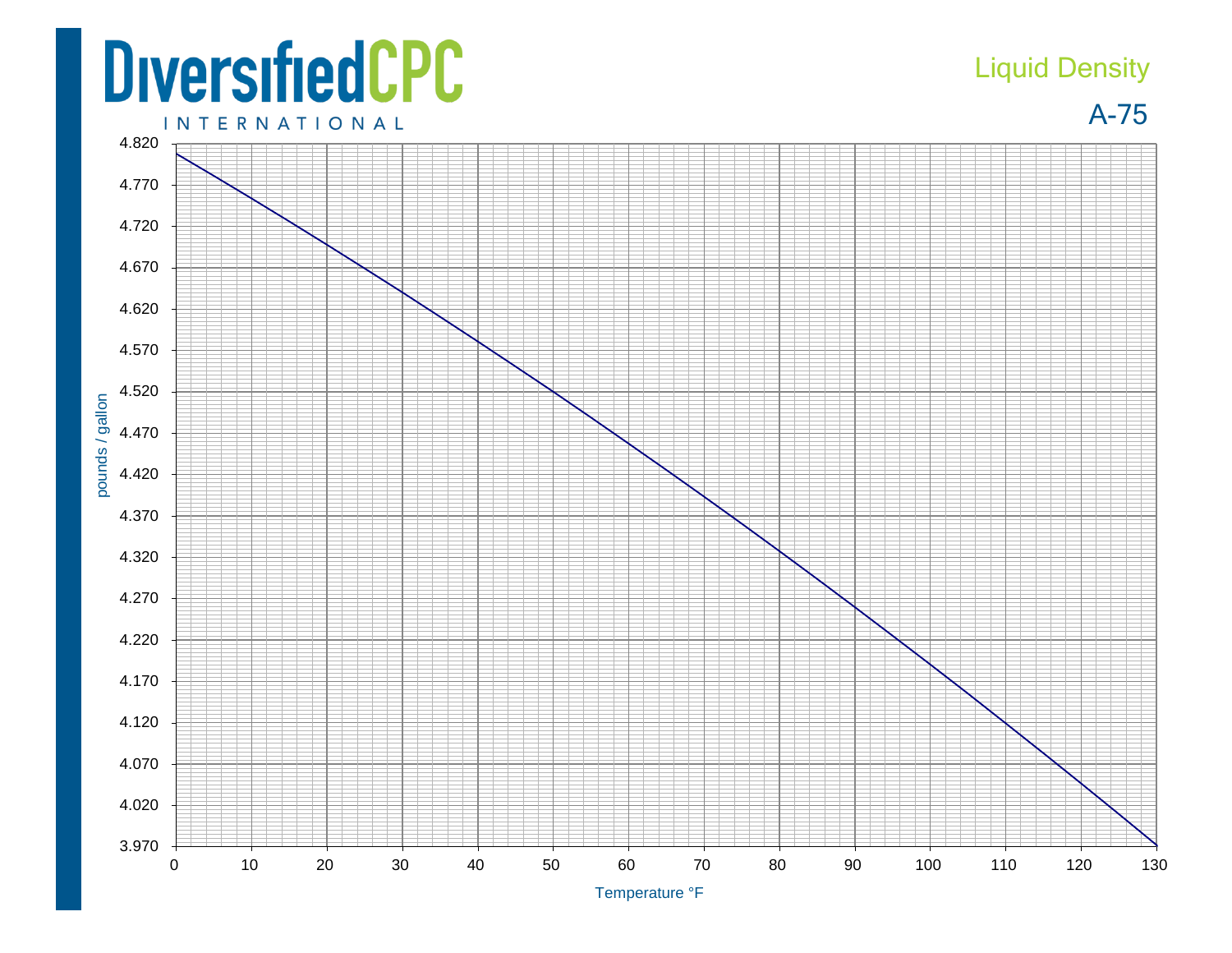# DiversifiedCPC

INTERNATIONAL

## Liquid Density

## A-75

pounds / gallon

4.820
4.770
4.720
4.670
4.620
4.570
4.520
4.470
4.420
4.370
4.320
4.270
4.220
4.170
4.120
4.070
4.020
3.970

0 10 20 30 40 50 60 70 80 90 100 110 120 130

Temperature °F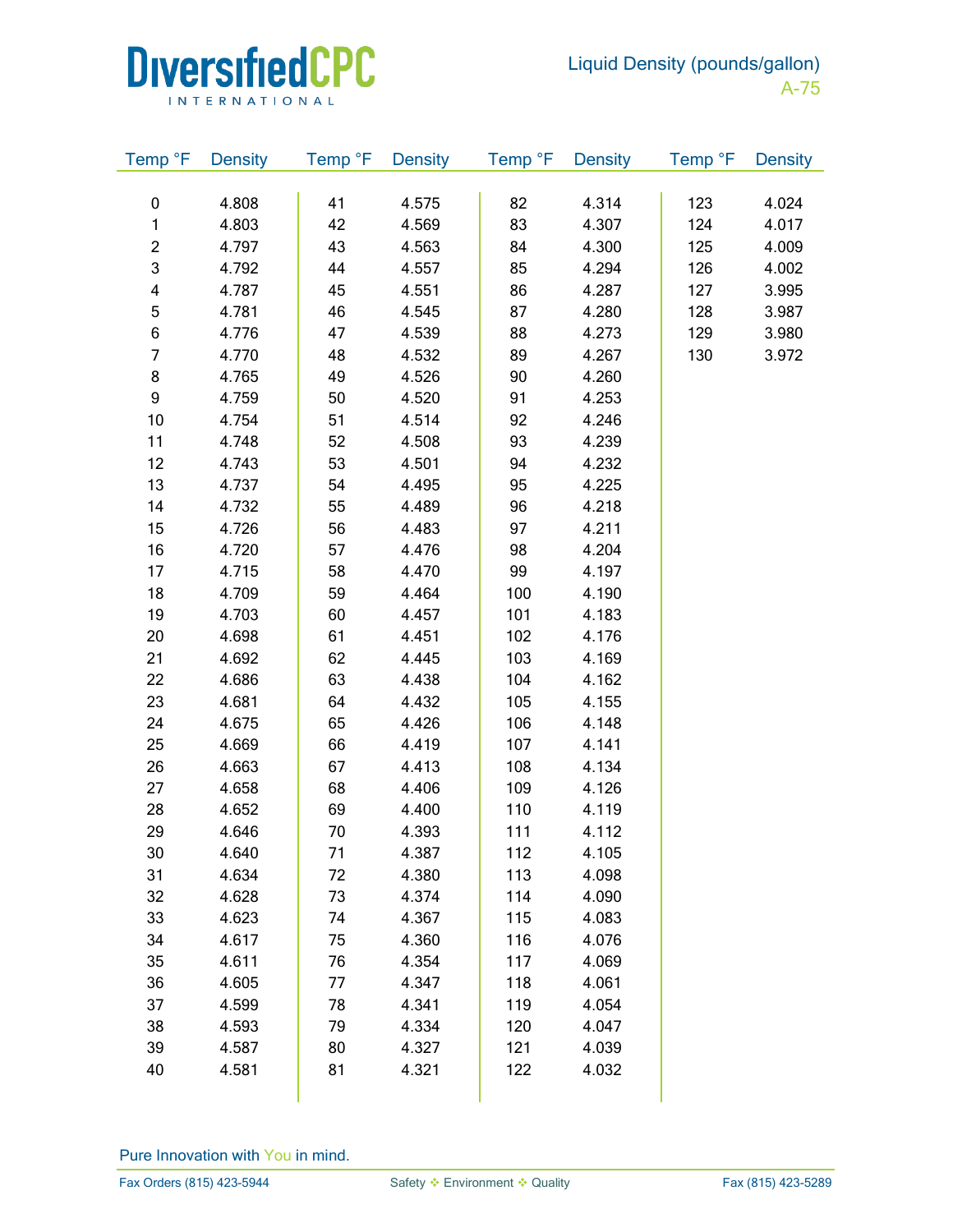# Liquid Density (pounds/gallon)

A-75

| Temp °F | Density | Temp °F | Density | Temp °F | Density | Temp °F | Density |
|---|---|---|---|---|---|---|---|
| 0 | 4.808 | 41 | 4.575 | 82 | 4.314 | 123 | 4.024 |
| 1 | 4.803 | 42 | 4.569 | 83 | 4.307 | 124 | 4.017 |
| 2 | 4.797 | 43 | 4.563 | 84 | 4.300 | 125 | 4.009 |
| 3 | 4.792 | 44 | 4.557 | 85 | 4.294 | 126 | 4.002 |
| 4 | 4.787 | 45 | 4.551 | 86 | 4.287 | 127 | 3.995 |
| 5 | 4.781 | 46 | 4.545 | 87 | 4.280 | 128 | 3.987 |
| 6 | 4.776 | 47 | 4.539 | 88 | 4.273 | 129 | 3.980 |
| 7 | 4.770 | 48 | 4.532 | 89 | 4.267 | 130 | 3.972 |
| 8 | 4.765 | 49 | 4.526 | 90 | 4.260 | | |
| 9 | 4.759 | 50 | 4.520 | 91 | 4.253 | | |
| 10 | 4.754 | 51 | 4.514 | 92 | 4.246 | | |
| 11 | 4.748 | 52 | 4.508 | 93 | 4.239 | | |
| 12 | 4.743 | 53 | 4.501 | 94 | 4.232 | | |
| 13 | 4.737 | 54 | 4.495 | 95 | 4.225 | | |
| 14 | 4.732 | 55 | 4.489 | 96 | 4.218 | | |
| 15 | 4.726 | 56 | 4.483 | 97 | 4.211 | | |
| 16 | 4.720 | 57 | 4.476 | 98 | 4.204 | | |
| 17 | 4.715 | 58 | 4.470 | 99 | 4.197 | | |
| 18 | 4.709 | 59 | 4.464 | 100 | 4.190 | | |
| 19 | 4.703 | 60 | 4.457 | 101 | 4.183 | | |
| 20 | 4.698 | 61 | 4.451 | 102 | 4.176 | | |
| 21 | 4.692 | 62 | 4.445 | 103 | 4.169 | | |
| 22 | 4.686 | 63 | 4.438 | 104 | 4.162 | | |
| 23 | 4.681 | 64 | 4.432 | 105 | 4.155 | | |
| 24 | 4.675 | 65 | 4.426 | 106 | 4.148 | | |
| 25 | 4.669 | 66 | 4.419 | 107 | 4.141 | | |
| 26 | 4.663 | 67 | 4.413 | 108 | 4.134 | | |
| 27 | 4.658 | 68 | 4.406 | 109 | 4.126 | | |
| 28 | 4.652 | 69 | 4.400 | 110 | 4.119 | | |
| 29 | 4.646 | 70 | 4.393 | 111 | 4.112 | | |
| 30 | 4.640 | 71 | 4.387 | 112 | 4.105 | | |
| 31 | 4.634 | 72 | 4.380 | 113 | 4.098 | | |
| 32 | 4.628 | 73 | 4.374 | 114 | 4.090 | | |
| 33 | 4.623 | 74 | 4.367 | 115 | 4.083 | | |
| 34 | 4.617 | 75 | 4.360 | 116 | 4.076 | | |
| 35 | 4.611 | 76 | 4.354 | 117 | 4.069 | | |
| 36 | 4.605 | 77 | 4.347 | 118 | 4.061 | | |
| 37 | 4.599 | 78 | 4.341 | 119 | 4.054 | | |
| 38 | 4.593 | 79 | 4.334 | 120 | 4.047 | | |
| 39 | 4.587 | 80 | 4.327 | 121 | 4.039 | | |
| 40 | 4.581 | 81 | 4.321 | 122 | 4.032 | | |

Pure Innovation with You in mind.

Fax Orders (815) 423-5944 Safety ❖ Environment ❖ Quality Fax (815) 423-5289